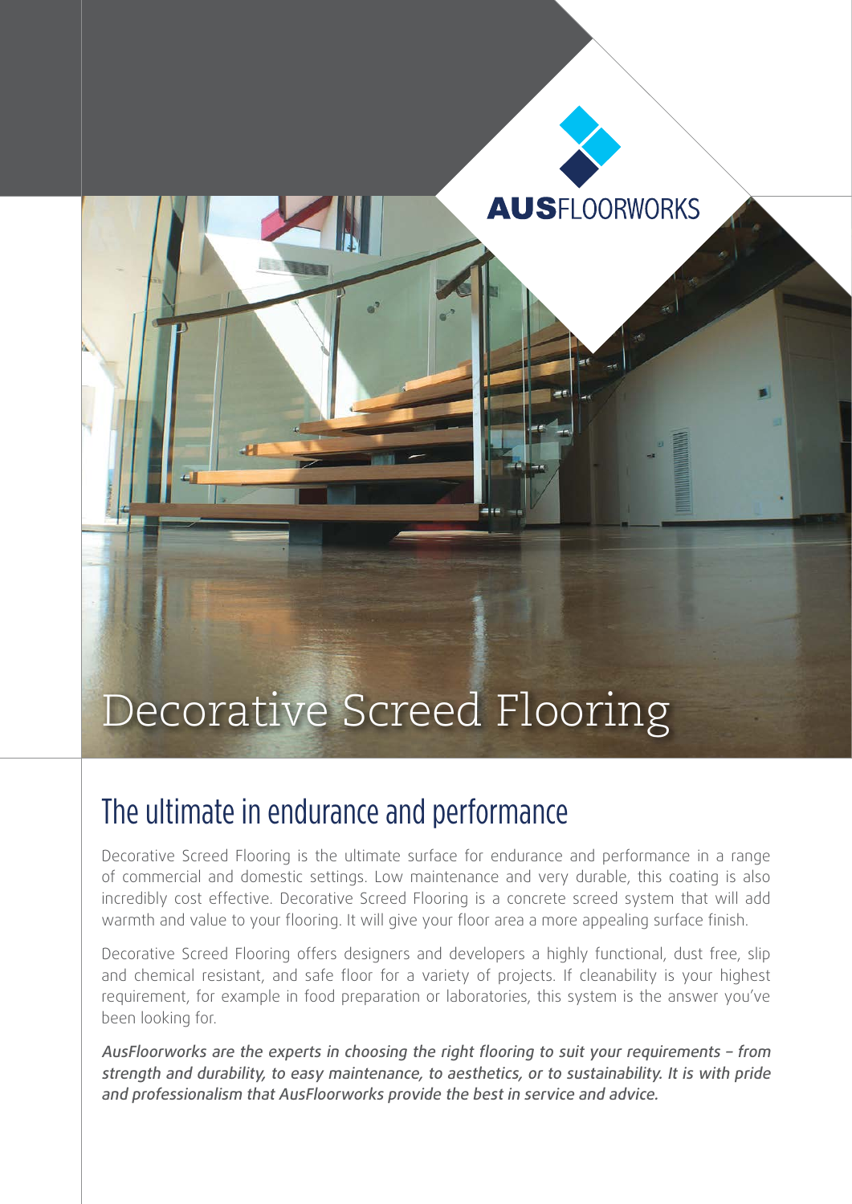AUSFLOORWORKS

# Decorative Screed Flooring

## The ultimate in endurance and performance

Decorative Screed Flooring is the ultimate surface for endurance and performance in a range of commercial and domestic settings. Low maintenance and very durable, this coating is also incredibly cost effective. Decorative Screed Flooring is a concrete screed system that will add warmth and value to your flooring. It will give your floor area a more appealing surface finish.

Decorative Screed Flooring offers designers and developers a highly functional, dust free, slip and chemical resistant, and safe floor for a variety of projects. If cleanability is your highest requirement, for example in food preparation or laboratories, this system is the answer you've been looking for.

*AusFloorworks are the experts in choosing the right flooring to suit your requirements – from strength and durability, to easy maintenance, to aesthetics, or to sustainability. It is with pride and professionalism that AusFloorworks provide the best in service and advice.*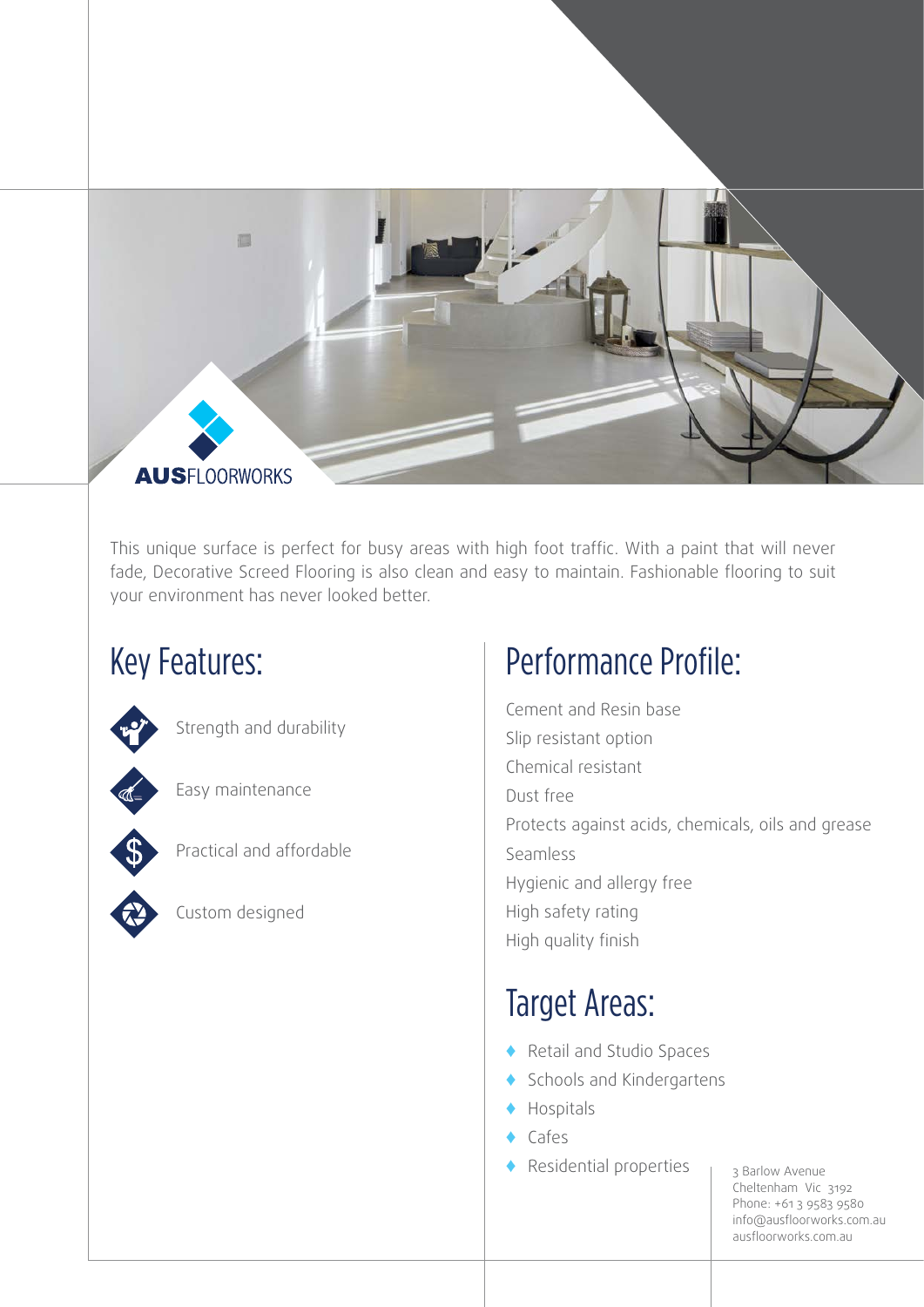AUSFLOORWORKS

This unique surface is perfect for busy areas with high foot traffic. With a paint that will never fade, Decorative Screed Flooring is also clean and easy to maintain. Fashionable flooring to suit your environment has never looked better.

## Key Features:

- Strength and durability
- Easy maintenance
- Practical and affordable
- Custom designed

## Performance Profile:

Cement and Resin base
Slip resistant option
Chemical resistant
Dust free
Protects against acids, chemicals, oils and grease
Seamless
Hygienic and allergy free
High safety rating
High quality finish

## Target Areas:

- Retail and Studio Spaces
- Schools and Kindergartens
- Hospitals
- Cafes
- Residential properties

3 Barlow Avenue
Cheltenham Vic 3192
Phone: +61 3 9583 9580
info@ausfloorworks.com.au
ausfloorworks.com.au